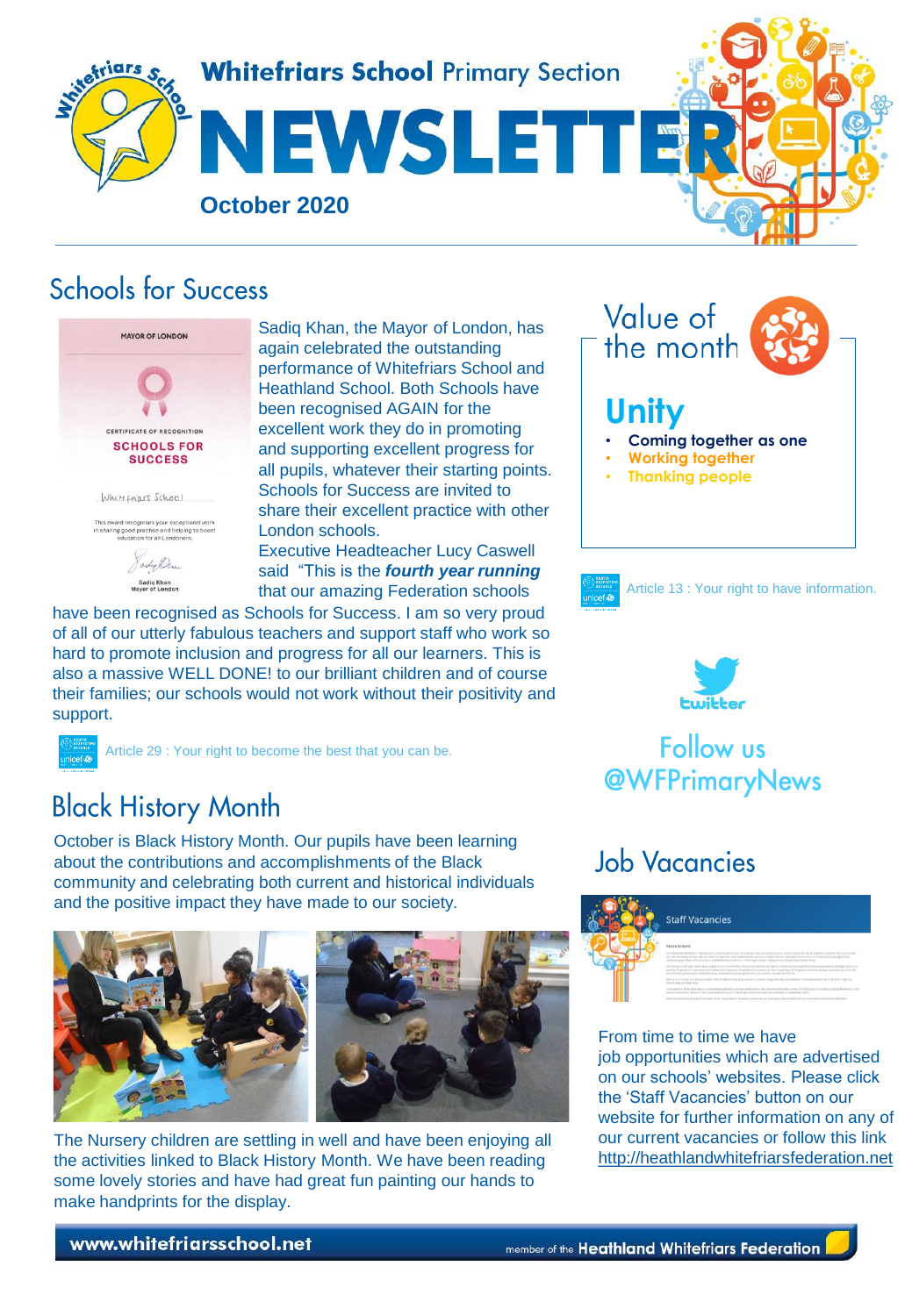# Whitefriars School Primary Section

# NEWSLETTER

**October 2020**

## Schools for Success

Sadiq Khan, the Mayor of London, has again celebrated the outstanding performance of Whitefriars School and Heathland School. Both Schools have been recognised AGAIN for the excellent work they do in promoting and supporting excellent progress for all pupils, whatever their starting points. Schools for Success are invited to share their excellent practice with other London schools.

Executive Headteacher Lucy Caswell said "This is the ***fourth year running*** that our amazing Federation schools have been recognised as Schools for Success. I am so very proud of all of our utterly fabulous teachers and support staff who work so hard to promote inclusion and progress for all our learners. This is also a massive WELL DONE! to our brilliant children and of course their families; our schools would not work without their positivity and support.

Article 29 : Your right to become the best that you can be.

## Black History Month

October is Black History Month. Our pupils have been learning about the contributions and accomplishments of the Black community and celebrating both current and historical individuals and the positive impact they have made to our society.

The Nursery children are settling in well and have been enjoying all the activities linked to Black History Month. We have been reading some lovely stories and have had great fun painting our hands to make handprints for the display.

## Value of the month

### Unity

- **Coming together as one**
- **Working together**
- **Thanking people**

Article 13 : Your right to have information.

Follow us @WFPrimaryNews

## Job Vacancies

From time to time we have job opportunities which are advertised on our schools' websites. Please click the 'Staff Vacancies' button on our website for further information on any of our current vacancies or follow this link http://heathlandwhitefriarsfederation.net

www.whitefriarsschool.net

member of the **Heathland Whitefriars Federation**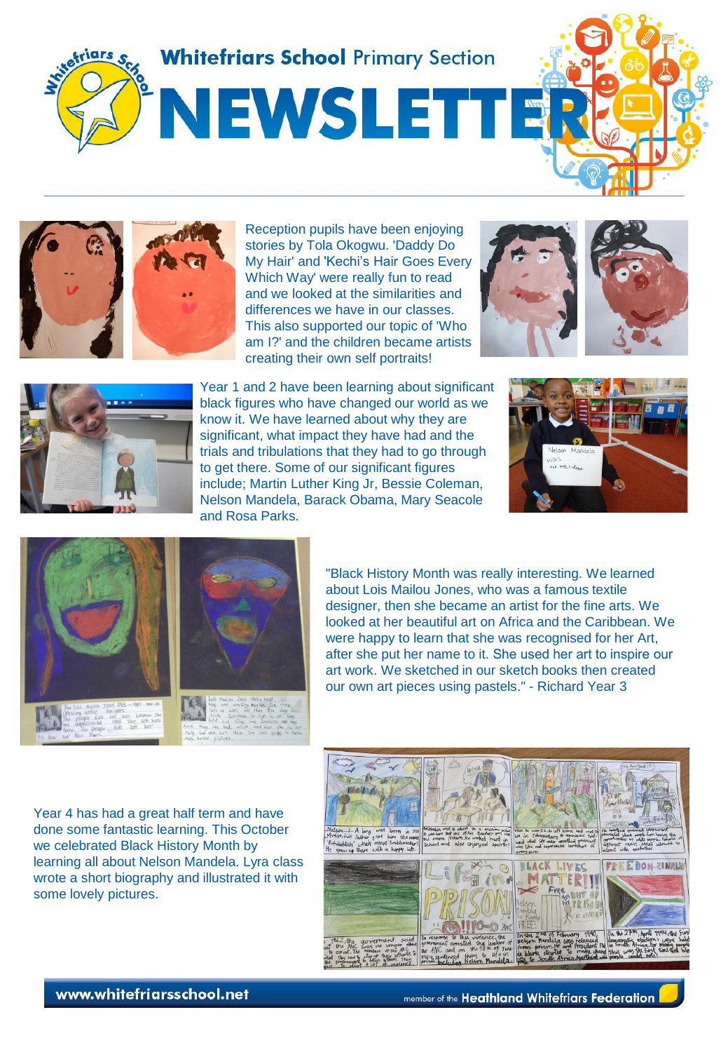# Whitefriars School Primary Section

# NEWSLETTER

Reception pupils have been enjoying stories by Tola Okogwu. 'Daddy Do My Hair' and 'Kechi's Hair Goes Every Which Way' were really fun to read and we looked at the similarities and differences we have in our classes. This also supported our topic of 'Who am I?' and the children became artists creating their own self portraits!

Year 1 and 2 have been learning about significant black figures who have changed our world as we know it. We have learned about why they are significant, what impact they have had and the trials and tribulations that they had to go through to get there. Some of our significant figures include; Martin Luther King Jr, Bessie Coleman, Nelson Mandela, Barack Obama, Mary Seacole and Rosa Parks.

"Black History Month was really interesting. We learned about Lois Mailou Jones, who was a famous textile designer, then she became an artist for the fine arts. We looked at her beautiful art on Africa and the Caribbean. We were happy to learn that she was recognised for her Art, after she put her name to it. She used her art to inspire our art work. We sketched in our sketch books then created our own art pieces using pastels." - Richard Year 3

Year 4 has had a great half term and have done some fantastic learning. This October we celebrated Black History Month by learning all about Nelson Mandela. Lyra class wrote a short biography and illustrated it with some lovely pictures.

www.whitefriarsschool.net

member of the Heathland Whitefriars Federation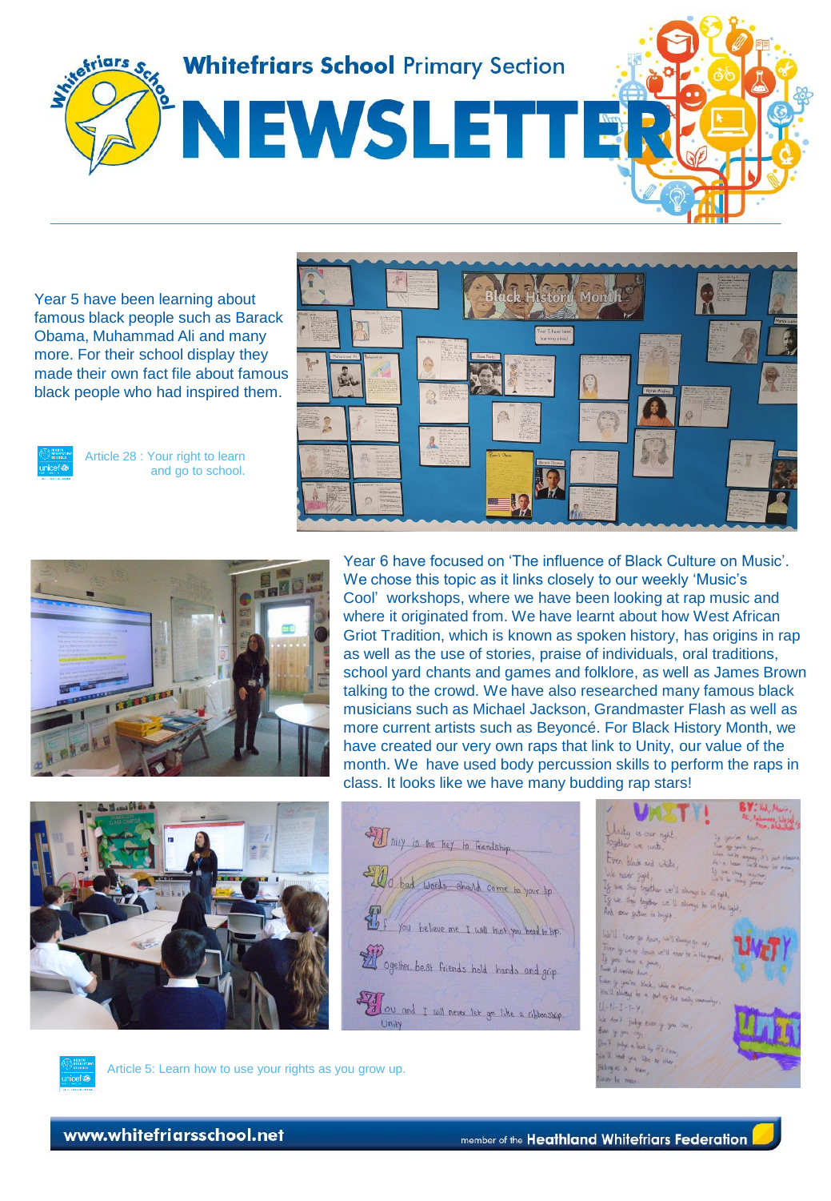# Whitefriars School Primary Section NEWSLETTER

Year 5 have been learning about famous black people such as Barack Obama, Muhammad Ali and many more. For their school display they made their own fact file about famous black people who had inspired them.

Article 28 : Your right to learn and go to school.

Year 6 have focused on 'The influence of Black Culture on Music'. We chose this topic as it links closely to our weekly 'Music's Cool' workshops, where we have been looking at rap music and where it originated from. We have learnt about how West African Griot Tradition, which is known as spoken history, has origins in rap as well as the use of stories, praise of individuals, oral traditions, school yard chants and games and folklore, as well as James Brown talking to the crowd. We have also researched many famous black musicians such as Michael Jackson, Grandmaster Flash as well as more current artists such as Beyoncé. For Black History Month, we have created our very own raps that link to Unity, our value of the month. We have used body percussion skills to perform the raps in class. It looks like we have many budding rap stars!

Article 5: Learn how to use your rights as you grow up.

www.whitefriarsschool.net

member of the Heathland Whitefriars Federation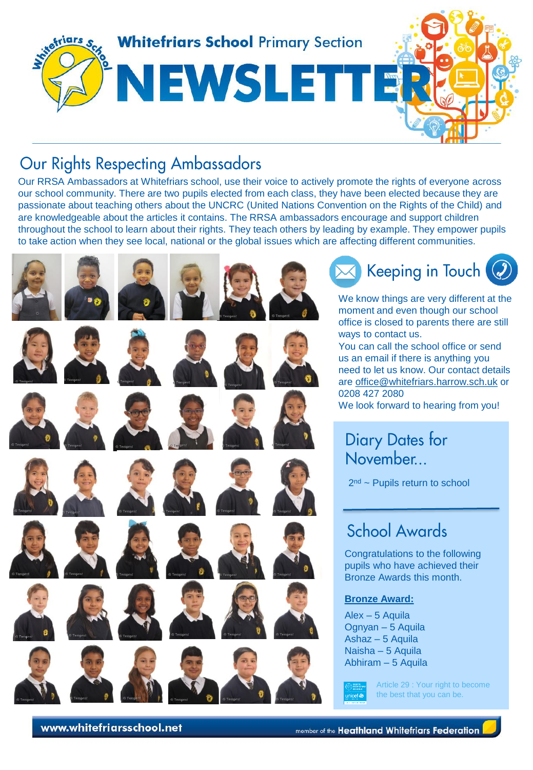# Whitefriars School Primary Section NEWSLETTER

## Our Rights Respecting Ambassadors

Our RRSA Ambassadors at Whitefriars school, use their voice to actively promote the rights of everyone across our school community. There are two pupils elected from each class, they have been elected because they are passionate about teaching others about the UNCRC (United Nations Convention on the Rights of the Child) and are knowledgeable about the articles it contains. The RRSA ambassadors encourage and support children throughout the school to learn about their rights. They teach others by leading by example. They empower pupils to take action when they see local, national or the global issues which are affecting different communities.

## Keeping in Touch

We know things are very different at the moment and even though our school office is closed to parents there are still ways to contact us.

You can call the school office or send us an email if there is anything you need to let us know. Our contact details are office@whitefriars.harrow.sch.uk or 0208 427 2080

We look forward to hearing from you!

## Diary Dates for November...

2nd ~ Pupils return to school

## School Awards

Congratulations to the following pupils who have achieved their Bronze Awards this month.

**Bronze Award:**

Alex – 5 Aquila
Ognyan – 5 Aquila
Ashaz – 5 Aquila
Naisha – 5 Aquila
Abhiram – 5 Aquila

Article 29 : Your right to become the best that you can be.

www.whitefriarsschool.net

member of the Heathland Whitefriars Federation